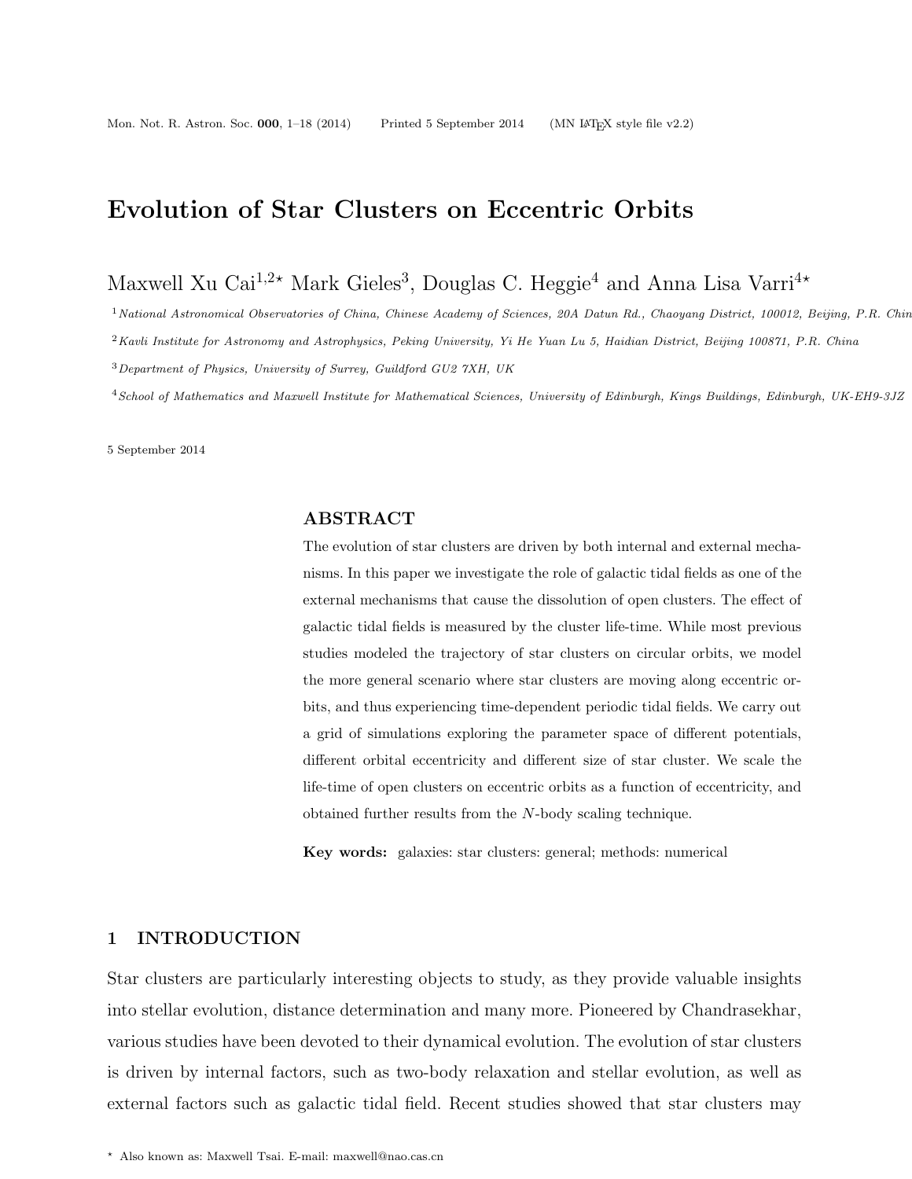# Evolution of Star Clusters on Eccentric Orbits

Maxwell Xu Cai[1,2⋆] Mark Gieles[3], Douglas C. Heggie[4] and Anna Lisa Varri[4⋆]

[1] *National Astronomical Observatories of China, Chinese Academy of Sciences, 20A Datun Rd., Chaoyang District, 100012, Beijing, P.R. China*

[2] *Kavli Institute for Astronomy and Astrophysics, Peking University, Yi He Yuan Lu 5, Haidian District, Beijing 100871, P.R. China*

[3] *Department of Physics, University of Surrey, Guildford GU2 7XH, UK*

[4] *School of Mathematics and Maxwell Institute for Mathematical Sciences, University of Edinburgh, Kings Buildings, Edinburgh, UK-EH9-3JZ*

5 September 2014

## ABSTRACT

The evolution of star clusters are driven by both internal and external mechanisms. In this paper we investigate the role of galactic tidal fields as one of the external mechanisms that cause the dissolution of open clusters. The effect of galactic tidal fields is measured by the cluster life-time. While most previous studies modeled the trajectory of star clusters on circular orbits, we model the more general scenario where star clusters are moving along eccentric orbits, and thus experiencing time-dependent periodic tidal fields. We carry out a grid of simulations exploring the parameter space of different potentials, different orbital eccentricity and different size of star cluster. We scale the life-time of open clusters on eccentric orbits as a function of eccentricity, and obtained further results from the $N$-body scaling technique.

**Key words:** galaxies: star clusters: general; methods: numerical

## 1 INTRODUCTION

Star clusters are particularly interesting objects to study, as they provide valuable insights into stellar evolution, distance determination and many more. Pioneered by Chandrasekhar, various studies have been devoted to their dynamical evolution. The evolution of star clusters is driven by internal factors, such as two-body relaxation and stellar evolution, as well as external factors such as galactic tidal field. Recent studies showed that star clusters may

⋆ Also known as: Maxwell Tsai. E-mail: maxwell@nao.cas.cn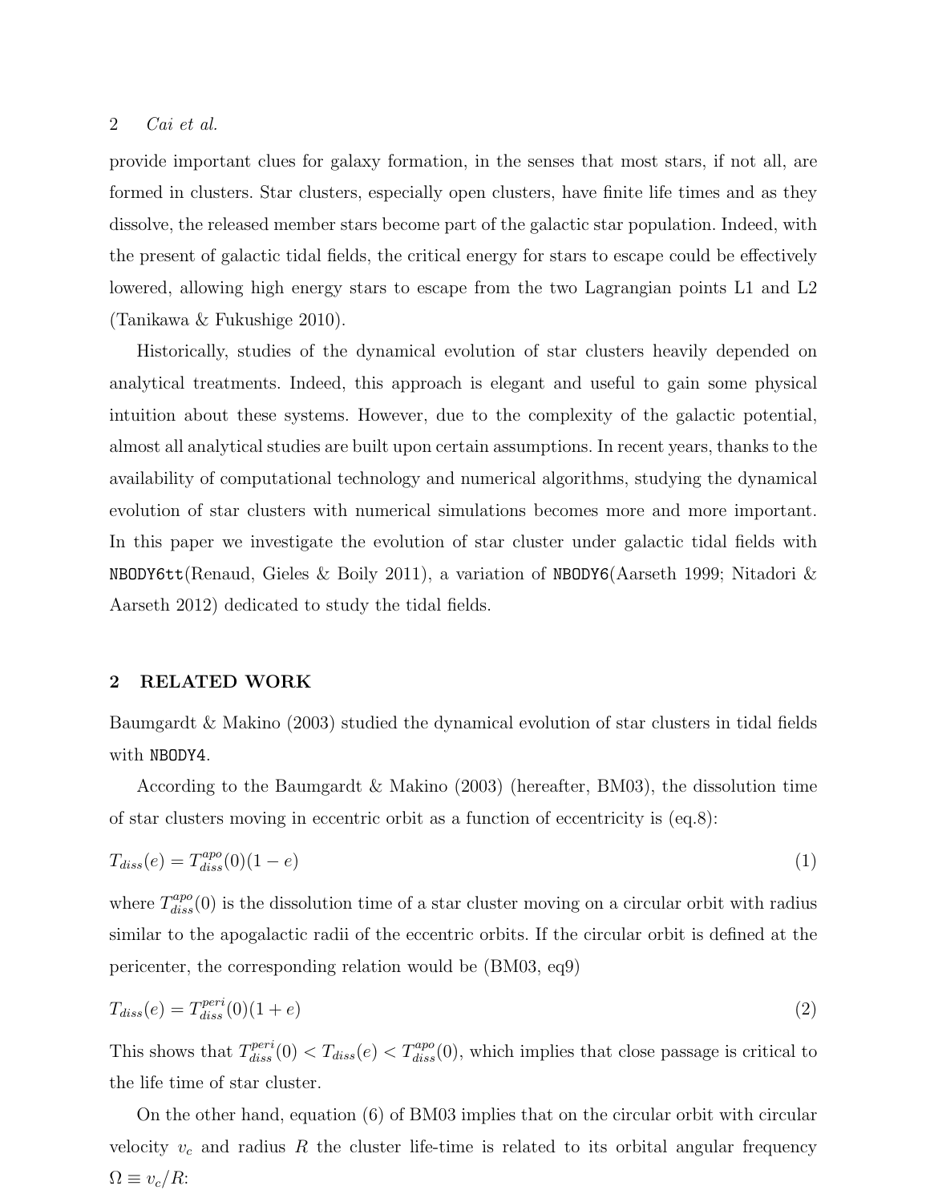provide important clues for galaxy formation, in the senses that most stars, if not all, are formed in clusters. Star clusters, especially open clusters, have finite life times and as they dissolve, the released member stars become part of the galactic star population. Indeed, with the present of galactic tidal fields, the critical energy for stars to escape could be effectively lowered, allowing high energy stars to escape from the two Lagrangian points L1 and L2 (Tanikawa & Fukushige 2010).

Historically, studies of the dynamical evolution of star clusters heavily depended on analytical treatments. Indeed, this approach is elegant and useful to gain some physical intuition about these systems. However, due to the complexity of the galactic potential, almost all analytical studies are built upon certain assumptions. In recent years, thanks to the availability of computational technology and numerical algorithms, studying the dynamical evolution of star clusters with numerical simulations becomes more and more important. In this paper we investigate the evolution of star cluster under galactic tidal fields with `NBODY6tt`(Renaud, Gieles & Boily 2011), a variation of `NBODY6`(Aarseth 1999; Nitadori & Aarseth 2012) dedicated to study the tidal fields.

## 2 RELATED WORK

Baumgardt & Makino (2003) studied the dynamical evolution of star clusters in tidal fields with `NBODY4`.

According to the Baumgardt & Makino (2003) (hereafter, BM03), the dissolution time of star clusters moving in eccentric orbit as a function of eccentricity is (eq.8):

$$T_{diss}(e) = T_{diss}^{apo}(0)(1-e) \tag{1}$$

where $T_{diss}^{apo}(0)$ is the dissolution time of a star cluster moving on a circular orbit with radius similar to the apogalactic radii of the eccentric orbits. If the circular orbit is defined at the pericenter, the corresponding relation would be (BM03, eq9)

$$T_{diss}(e) = T_{diss}^{peri}(0)(1+e) \tag{2}$$

This shows that $T_{diss}^{peri}(0) < T_{diss}(e) < T_{diss}^{apo}(0)$, which implies that close passage is critical to the life time of star cluster.

On the other hand, equation (6) of BM03 implies that on the circular orbit with circular velocity $v_c$ and radius $R$ the cluster life-time is related to its orbital angular frequency $\Omega \equiv v_c/R$: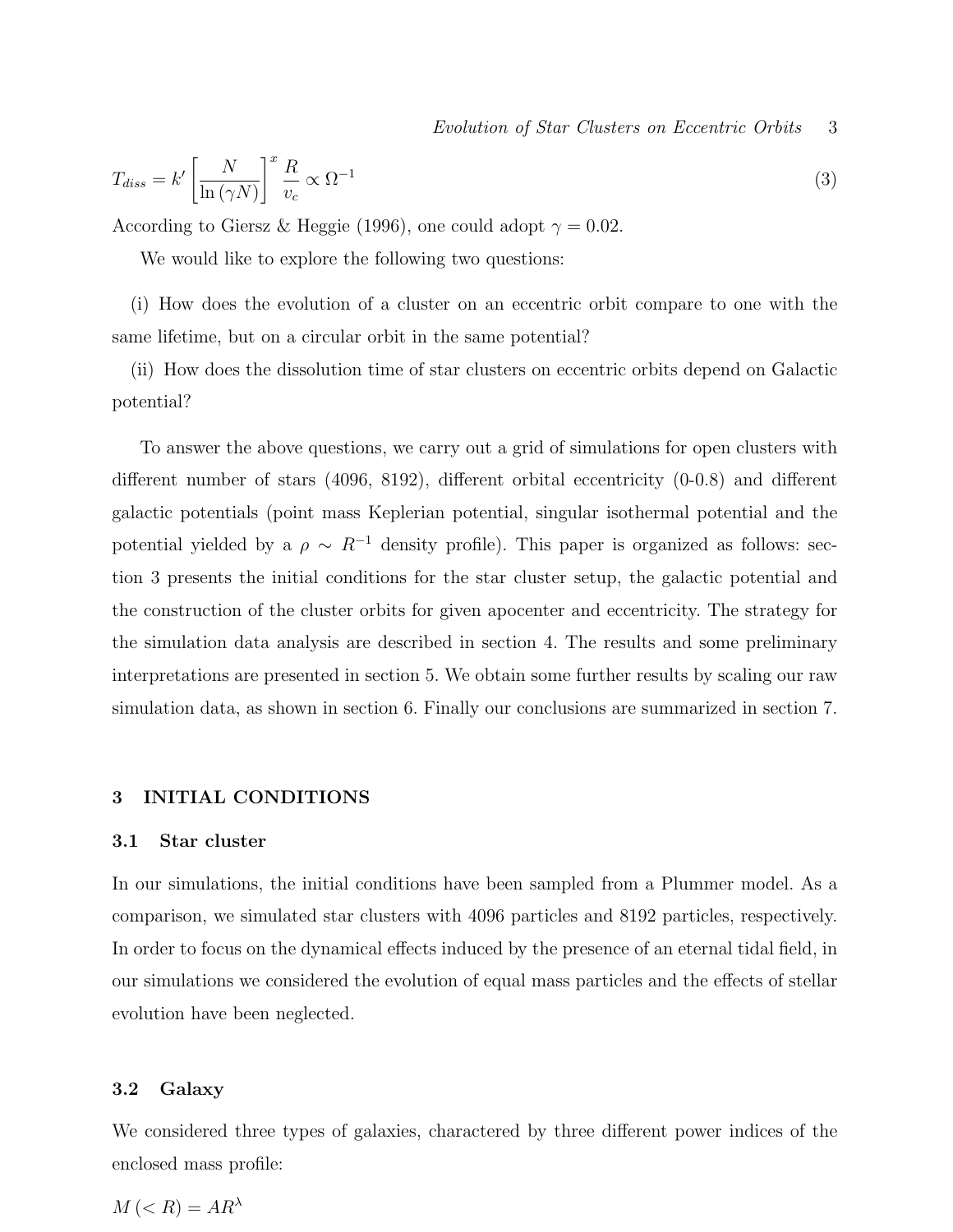$$T_{diss} = k' \left[ \frac{N}{\ln(\gamma N)} \right]^x \frac{R}{v_c} \propto \Omega^{-1} \tag{3}$$

According to Giersz & Heggie (1996), one could adopt $\gamma = 0.02$.

We would like to explore the following two questions:

(i) How does the evolution of a cluster on an eccentric orbit compare to one with the same lifetime, but on a circular orbit in the same potential?

(ii) How does the dissolution time of star clusters on eccentric orbits depend on Galactic potential?

To answer the above questions, we carry out a grid of simulations for open clusters with different number of stars (4096, 8192), different orbital eccentricity (0-0.8) and different galactic potentials (point mass Keplerian potential, singular isothermal potential and the potential yielded by a $\rho \sim R^{-1}$ density profile). This paper is organized as follows: section 3 presents the initial conditions for the star cluster setup, the galactic potential and the construction of the cluster orbits for given apocenter and eccentricity. The strategy for the simulation data analysis are described in section 4. The results and some preliminary interpretations are presented in section 5. We obtain some further results by scaling our raw simulation data, as shown in section 6. Finally our conclusions are summarized in section 7.

## 3 INITIAL CONDITIONS

### 3.1 Star cluster

In our simulations, the initial conditions have been sampled from a Plummer model. As a comparison, we simulated star clusters with 4096 particles and 8192 particles, respectively. In order to focus on the dynamical effects induced by the presence of an eternal tidal field, in our simulations we considered the evolution of equal mass particles and the effects of stellar evolution have been neglected.

### 3.2 Galaxy

We considered three types of galaxies, charactered by three different power indices of the enclosed mass profile:

$$M(<R) = AR^{\lambda}$$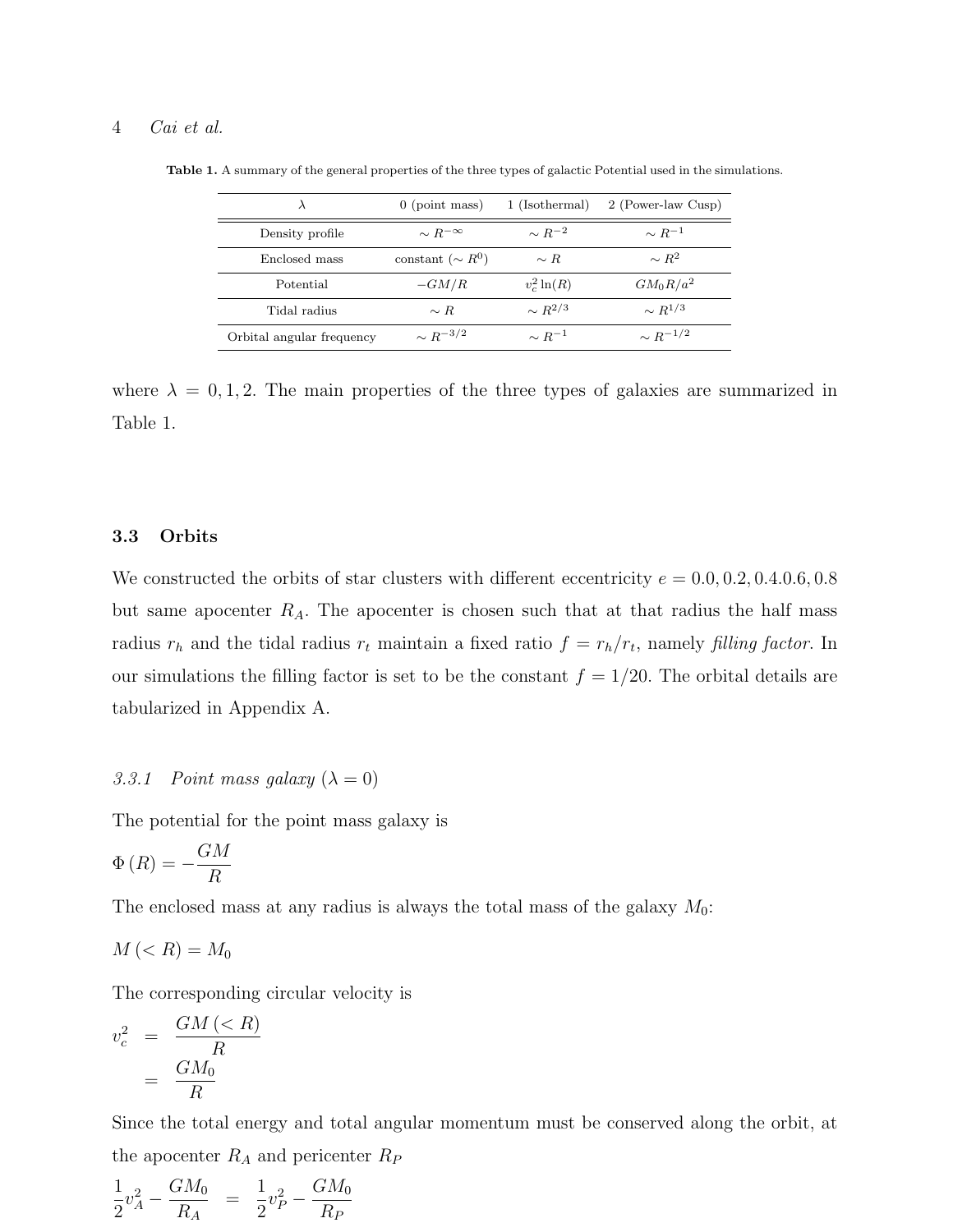**Table 1.** A summary of the general properties of the three types of galactic Potential used in the simulations.

| $\lambda$ | 0 (point mass) | 1 (Isothermal) | 2 (Power-law Cusp) |
|---|---|---|---|
| Density profile | $\sim R^{-\infty}$ | $\sim R^{-2}$ | $\sim R^{-1}$ |
| Enclosed mass | constant ($\sim R^{0}$) | $\sim R$ | $\sim R^{2}$ |
| Potential | $-GM/R$ | $v_c^2 \ln(R)$ | $GM_0 R/a^2$ |
| Tidal radius | $\sim R$ | $\sim R^{2/3}$ | $\sim R^{1/3}$ |
| Orbital angular frequency | $\sim R^{-3/2}$ | $\sim R^{-1}$ | $\sim R^{-1/2}$ |

where $\lambda = 0, 1, 2$. The main properties of the three types of galaxies are summarized in Table 1.

### 3.3 Orbits

We constructed the orbits of star clusters with different eccentricity $e = 0.0, 0.2, 0.4 0.6, 0.8$ but same apocenter $R_A$. The apocenter is chosen such that at that radius the half mass radius $r_h$ and the tidal radius $r_t$ maintain a fixed ratio $f = r_h/r_t$, namely *filling factor*. In our simulations the filling factor is set to be the constant $f = 1/20$. The orbital details are tabularized in Appendix A.

#### *3.3.1 Point mass galaxy ($\lambda = 0$)*

The potential for the point mass galaxy is

$$\Phi(R) = -\frac{GM}{R}$$

The enclosed mass at any radius is always the total mass of the galaxy $M_0$:

$$M(<R) = M_0$$

The corresponding circular velocity is

$$\begin{aligned} v_c^2 &= \frac{GM(<R)}{R} \\ &= \frac{GM_0}{R} \end{aligned}$$

Since the total energy and total angular momentum must be conserved along the orbit, at the apocenter $R_A$ and pericenter $R_P$

$$\frac{1}{2}v_A^2 - \frac{GM_0}{R_A} = \frac{1}{2}v_P^2 - \frac{GM_0}{R_P}$$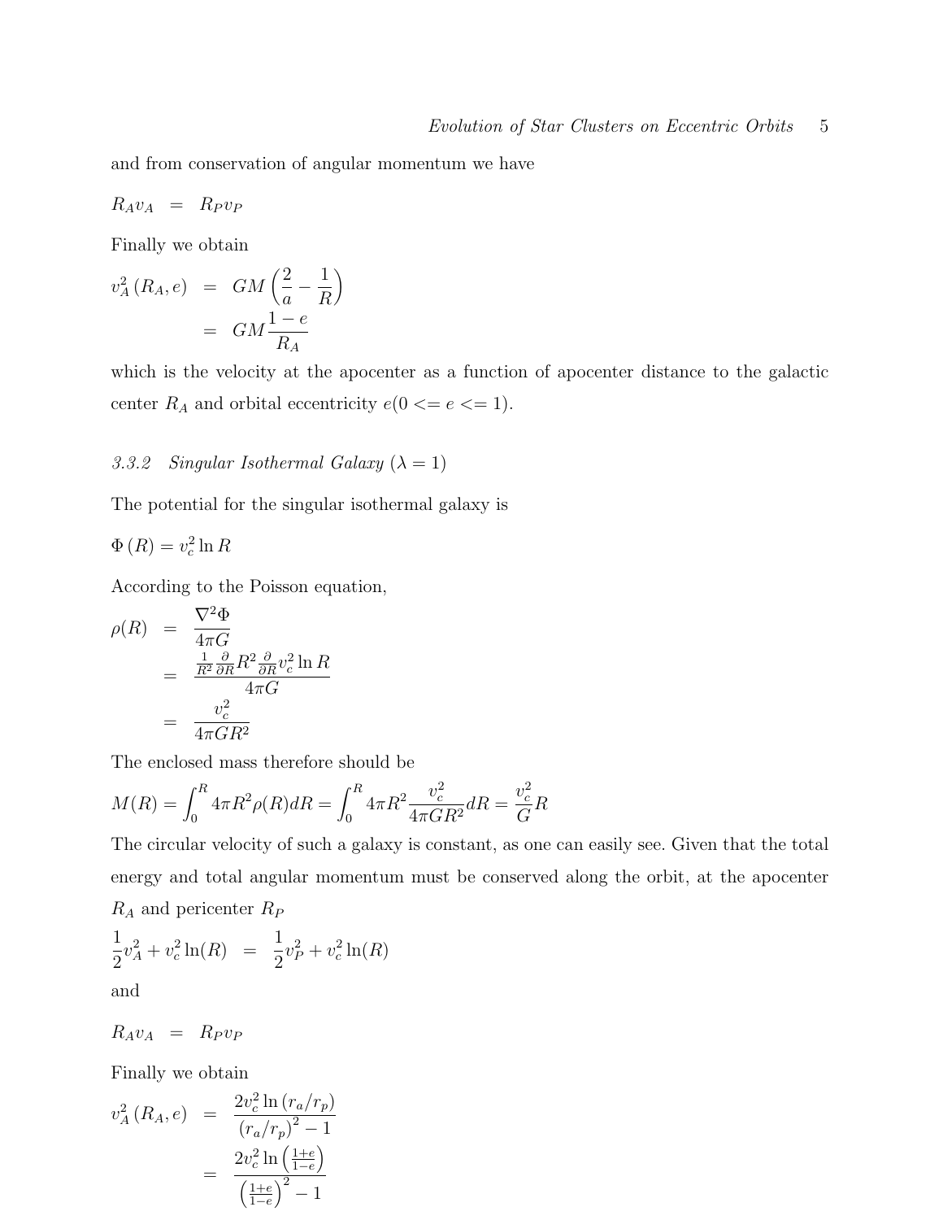and from conservation of angular momentum we have

$$R_A v_A = R_P v_P$$

Finally we obtain

$$\begin{aligned} v_A^2 (R_A, e) &= GM \left( \frac{2}{a} - \frac{1}{R} \right) \\ &= GM \frac{1-e}{R_A} \end{aligned}$$

which is the velocity at the apocenter as a function of apocenter distance to the galactic center $R_A$ and orbital eccentricity $e(0 <= e <= 1)$.

### 3.3.2 Singular Isothermal Galaxy ($\lambda = 1$)

The potential for the singular isothermal galaxy is

$$\Phi(R) = v_c^2 \ln R$$

According to the Poisson equation,

$$\begin{aligned} \rho(R) &= \frac{\nabla^2 \Phi}{4\pi G} \\ &= \frac{\frac{1}{R^2}\frac{\partial}{\partial R} R^2 \frac{\partial}{\partial R} v_c^2 \ln R}{4\pi G} \\ &= \frac{v_c^2}{4\pi G R^2} \end{aligned}$$

The enclosed mass therefore should be

$$M(R) = \int_0^R 4\pi R^2 \rho(R) dR = \int_0^R 4\pi R^2 \frac{v_c^2}{4\pi G R^2} dR = \frac{v_c^2}{G} R$$

The circular velocity of such a galaxy is constant, as one can easily see. Given that the total energy and total angular momentum must be conserved along the orbit, at the apocenter $R_A$ and pericenter $R_P$

$$\frac{1}{2} v_A^2 + v_c^2 \ln(R) = \frac{1}{2} v_P^2 + v_c^2 \ln(R)$$

and

$$R_A v_A = R_P v_P$$

Finally we obtain

$$\begin{aligned} v_A^2 (R_A, e) &= \frac{2 v_c^2 \ln (r_a/r_p)}{(r_a/r_p)^2 - 1} \\ &= \frac{2 v_c^2 \ln \left( \frac{1+e}{1-e} \right)}{\left( \frac{1+e}{1-e} \right)^2 - 1} \end{aligned}$$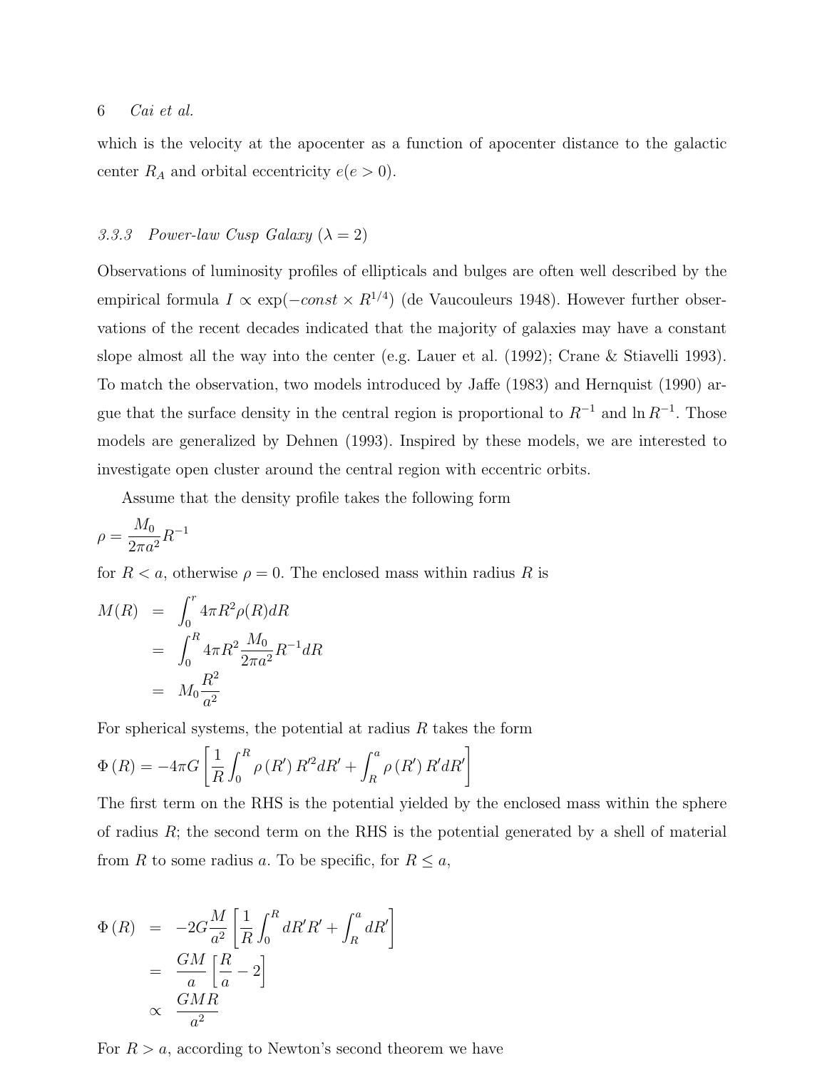which is the velocity at the apocenter as a function of apocenter distance to the galactic center $R_A$ and orbital eccentricity $e(e>0)$.

### 3.3.3 *Power-law Cusp Galaxy* ($\lambda = 2$)

Observations of luminosity profiles of ellipticals and bulges are often well described by the empirical formula $I \propto \exp(-const \times R^{1/4})$ (de Vaucouleurs 1948). However further observations of the recent decades indicated that the majority of galaxies may have a constant slope almost all the way into the center (e.g. Lauer et al. (1992); Crane & Stiavelli 1993). To match the observation, two models introduced by Jaffe (1983) and Hernquist (1990) argue that the surface density in the central region is proportional to $R^{-1}$ and $\ln R^{-1}$. Those models are generalized by Dehnen (1993). Inspired by these models, we are interested to investigate open cluster around the central region with eccentric orbits.

Assume that the density profile takes the following form

$$\rho = \frac{M_0}{2\pi a^2} R^{-1}$$

for $R < a$, otherwise $\rho = 0$. The enclosed mass within radius $R$ is

$$\begin{aligned}
M(R) &= \int_0^r 4\pi R^2 \rho(R) dR \\
&= \int_0^R 4\pi R^2 \frac{M_0}{2\pi a^2} R^{-1} dR \\
&= M_0 \frac{R^2}{a^2}
\end{aligned}$$

For spherical systems, the potential at radius $R$ takes the form

$$\Phi(R) = -4\pi G \left[ \frac{1}{R} \int_0^R \rho(R') R'^2 dR' + \int_R^a \rho(R') R' dR' \right]$$

The first term on the RHS is the potential yielded by the enclosed mass within the sphere of radius $R$; the second term on the RHS is the potential generated by a shell of material from $R$ to some radius $a$. To be specific, for $R \leq a$,

$$\begin{aligned}
\Phi(R) &= -2G\frac{M}{a^2} \left[ \frac{1}{R} \int_0^R dR' R' + \int_R^a dR' \right] \\
&= \frac{GM}{a} \left[ \frac{R}{a} - 2 \right] \\
&\propto \frac{GMR}{a^2}
\end{aligned}$$

For $R > a$, according to Newton's second theorem we have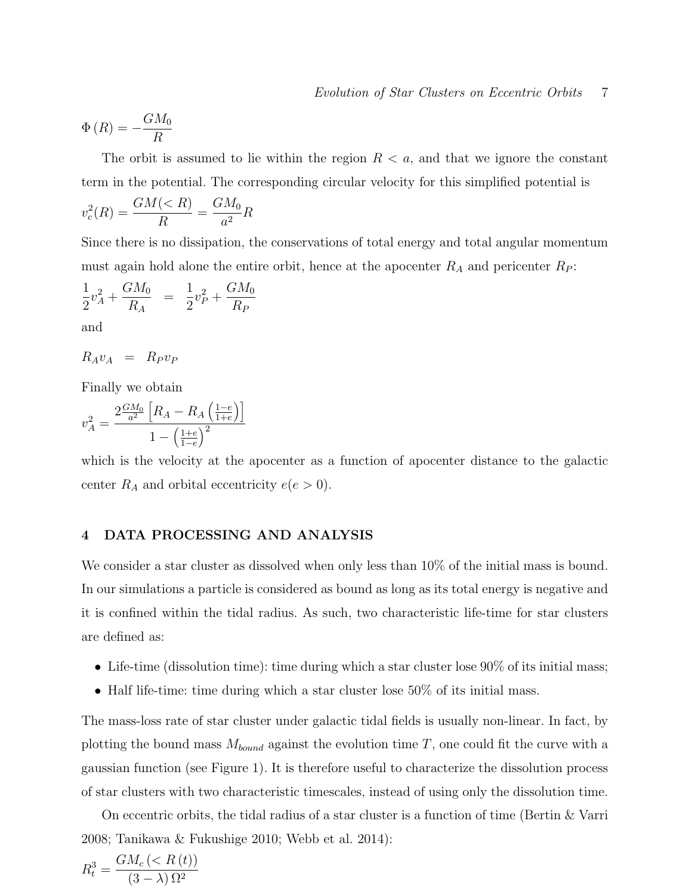$$\Phi(R) = -\frac{GM_0}{R}$$

The orbit is assumed to lie within the region $R < a$, and that we ignore the constant term in the potential. The corresponding circular velocity for this simplified potential is

$$v_c^2(R) = \frac{GM(<R)}{R} = \frac{GM_0}{a^2}R$$

Since there is no dissipation, the conservations of total energy and total angular momentum must again hold alone the entire orbit, hence at the apocenter $R_A$ and pericenter $R_P$:

$$\frac{1}{2}v_A^2 + \frac{GM_0}{R_A} = \frac{1}{2}v_P^2 + \frac{GM_0}{R_P}$$

and

$$R_A v_A = R_P v_P$$

Finally we obtain

$$v_A^2 = \frac{2\frac{GM_0}{a^2}\left[R_A - R_A\left(\frac{1-e}{1+e}\right)\right]}{1 - \left(\frac{1+e}{1-e}\right)^2}$$

which is the velocity at the apocenter as a function of apocenter distance to the galactic center $R_A$ and orbital eccentricity $e (e > 0)$.

## 4 DATA PROCESSING AND ANALYSIS

We consider a star cluster as dissolved when only less than 10% of the initial mass is bound. In our simulations a particle is considered as bound as long as its total energy is negative and it is confined within the tidal radius. As such, two characteristic life-time for star clusters are defined as:

- Life-time (dissolution time): time during which a star cluster lose 90% of its initial mass;
- Half life-time: time during which a star cluster lose 50% of its initial mass.

The mass-loss rate of star cluster under galactic tidal fields is usually non-linear. In fact, by plotting the bound mass $M_{bound}$ against the evolution time $T$, one could fit the curve with a gaussian function (see Figure 1). It is therefore useful to characterize the dissolution process of star clusters with two characteristic timescales, instead of using only the dissolution time.

On eccentric orbits, the tidal radius of a star cluster is a function of time (Bertin & Varri 2008; Tanikawa & Fukushige 2010; Webb et al. 2014):

$$R_t^3 = \frac{GM_c(<R(t))}{(3-\lambda)\Omega^2}$$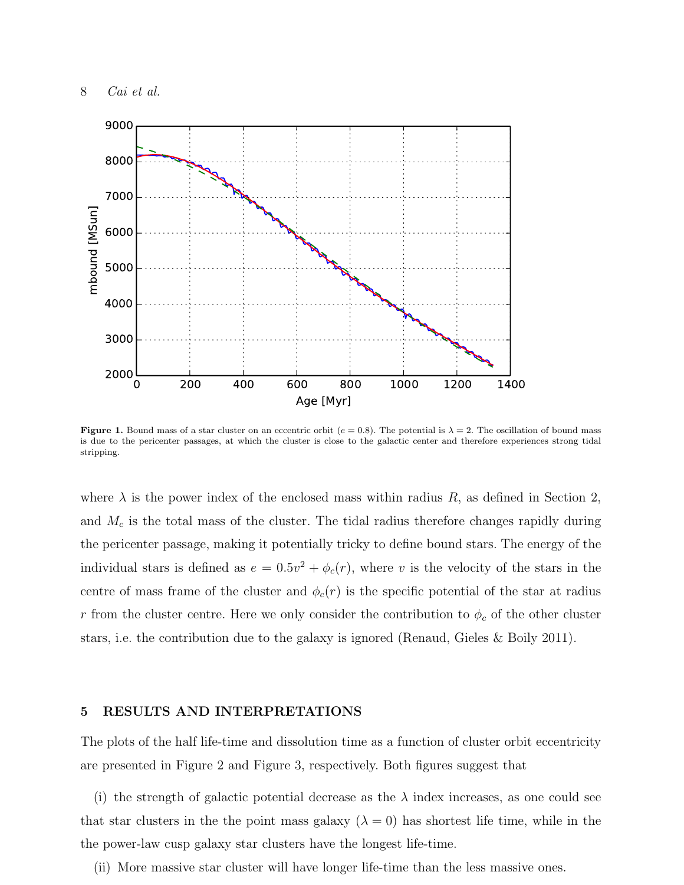**Figure 1.** Bound mass of a star cluster on an eccentric orbit ($e = 0.8$). The potential is $\lambda = 2$. The oscillation of bound mass is due to the pericenter passages, at which the cluster is close to the galactic center and therefore experiences strong tidal stripping.

where $\lambda$ is the power index of the enclosed mass within radius $R$, as defined in Section 2, and $M_c$ is the total mass of the cluster. The tidal radius therefore changes rapidly during the pericenter passage, making it potentially tricky to define bound stars. The energy of the individual stars is defined as $e = 0.5v^2 + \phi_c(r)$, where $v$ is the velocity of the stars in the centre of mass frame of the cluster and $\phi_c(r)$ is the specific potential of the star at radius $r$ from the cluster centre. Here we only consider the contribution to $\phi_c$ of the other cluster stars, i.e. the contribution due to the galaxy is ignored (Renaud, Gieles & Boily 2011).

## 5 RESULTS AND INTERPRETATIONS

The plots of the half life-time and dissolution time as a function of cluster orbit eccentricity are presented in Figure 2 and Figure 3, respectively. Both figures suggest that

(i) the strength of galactic potential decrease as the $\lambda$ index increases, as one could see that star clusters in the the point mass galaxy ($\lambda = 0$) has shortest life time, while in the the power-law cusp galaxy star clusters have the longest life-time.

(ii) More massive star cluster will have longer life-time than the less massive ones.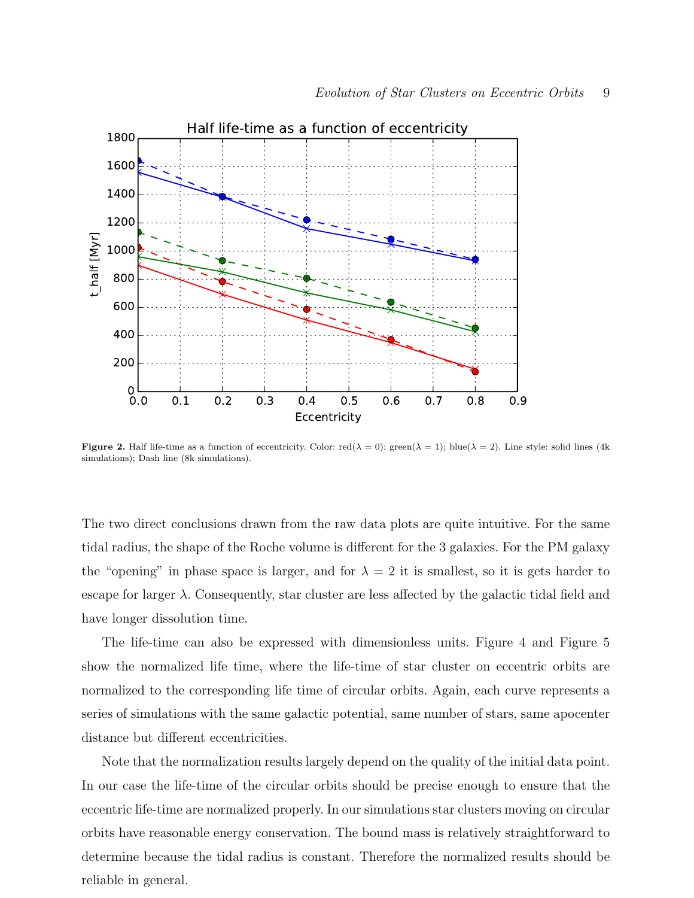**Figure 2.** Half life-time as a function of eccentricity. Color: red($\lambda = 0$); green($\lambda = 1$); blue($\lambda = 2$). Line style: solid lines (4k simulations); Dash line (8k simulations).

The two direct conclusions drawn from the raw data plots are quite intuitive. For the same tidal radius, the shape of the Roche volume is different for the 3 galaxies. For the PM galaxy the "opening" in phase space is larger, and for $\lambda = 2$ it is smallest, so it is gets harder to escape for larger $\lambda$. Consequently, star cluster are less affected by the galactic tidal field and have longer dissolution time.

The life-time can also be expressed with dimensionless units. Figure 4 and Figure 5 show the normalized life time, where the life-time of star cluster on eccentric orbits are normalized to the corresponding life time of circular orbits. Again, each curve represents a series of simulations with the same galactic potential, same number of stars, same apocenter distance but different eccentricities.

Note that the normalization results largely depend on the quality of the initial data point. In our case the life-time of the circular orbits should be precise enough to ensure that the eccentric life-time are normalized properly. In our simulations star clusters moving on circular orbits have reasonable energy conservation. The bound mass is relatively straightforward to determine because the tidal radius is constant. Therefore the normalized results should be reliable in general.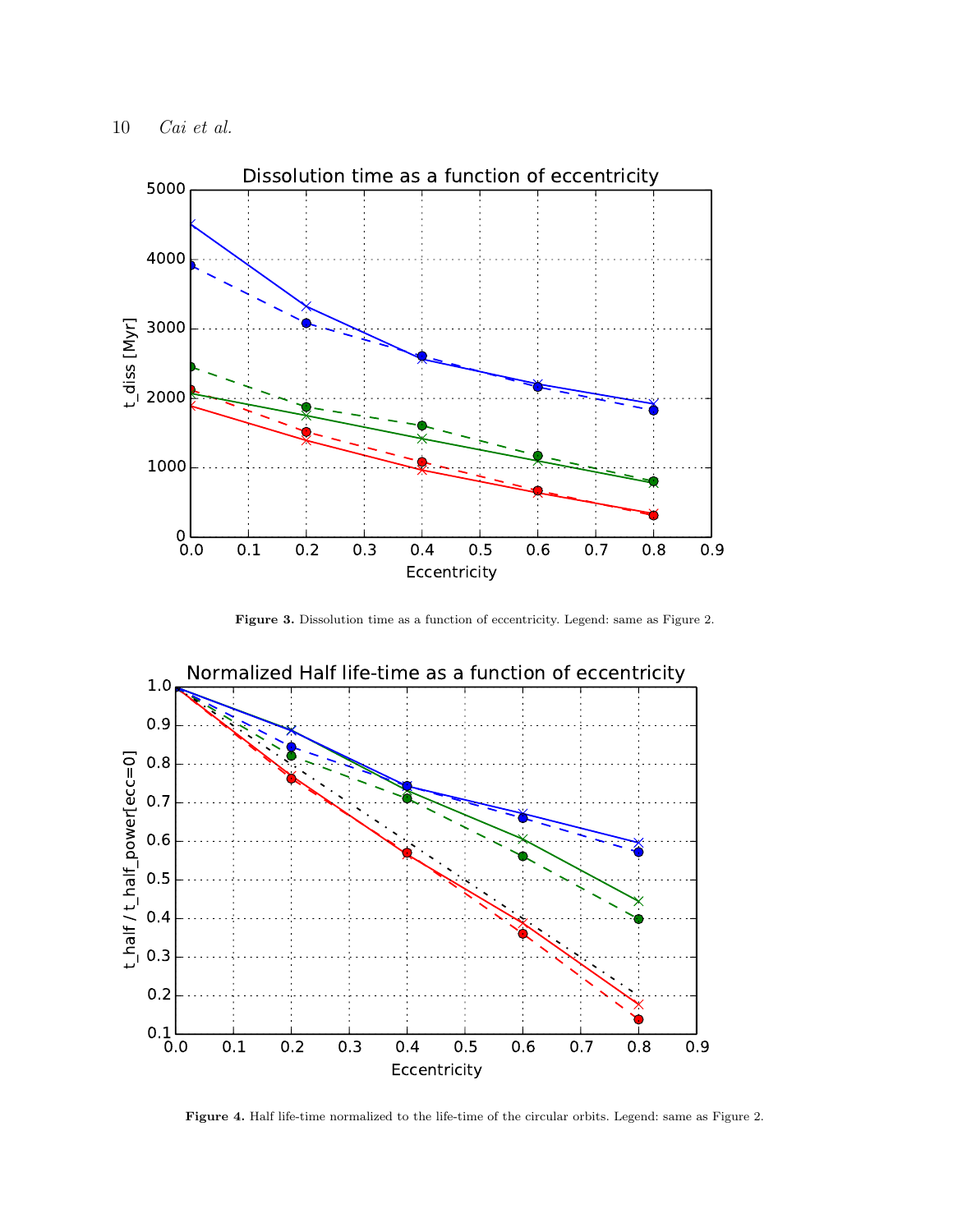**Figure 3.** Dissolution time as a function of eccentricity. Legend: same as Figure 2.

**Figure 4.** Half life-time normalized to the life-time of the circular orbits. Legend: same as Figure 2.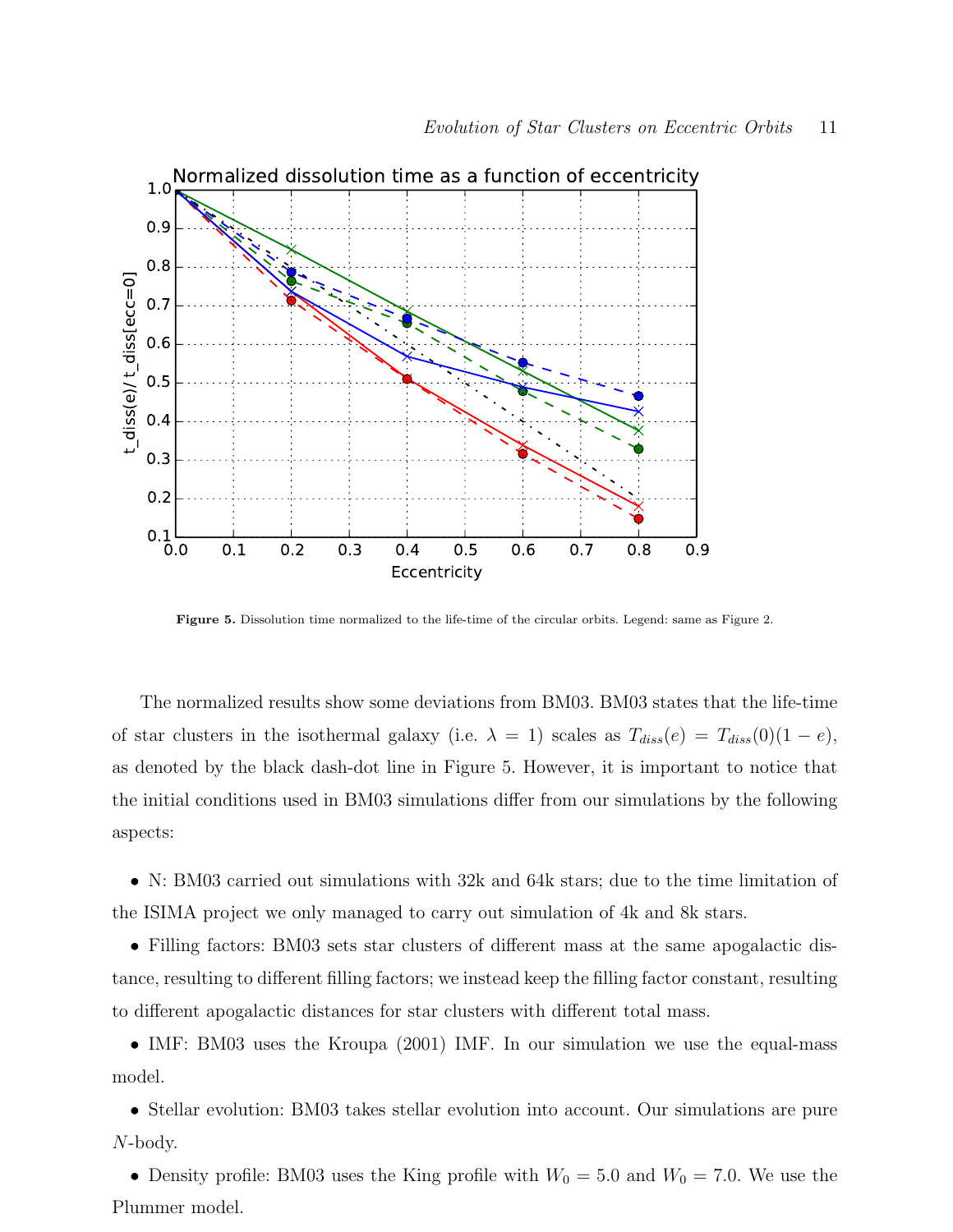Figure 5. Dissolution time normalized to the life-time of the circular orbits. Legend: same as Figure 2.

The normalized results show some deviations from BM03. BM03 states that the life-time of star clusters in the isothermal galaxy (i.e. $\lambda = 1$) scales as $T_{diss}(e) = T_{diss}(0)(1 - e)$, as denoted by the black dash-dot line in Figure 5. However, it is important to notice that the initial conditions used in BM03 simulations differ from our simulations by the following aspects:

- N: BM03 carried out simulations with 32k and 64k stars; due to the time limitation of the ISIMA project we only managed to carry out simulation of 4k and 8k stars.
- Filling factors: BM03 sets star clusters of different mass at the same apogalactic distance, resulting to different filling factors; we instead keep the filling factor constant, resulting to different apogalactic distances for star clusters with different total mass.
- IMF: BM03 uses the Kroupa (2001) IMF. In our simulation we use the equal-mass model.
- Stellar evolution: BM03 takes stellar evolution into account. Our simulations are pure $N$-body.
- Density profile: BM03 uses the King profile with $W_0 = 5.0$ and $W_0 = 7.0$. We use the Plummer model.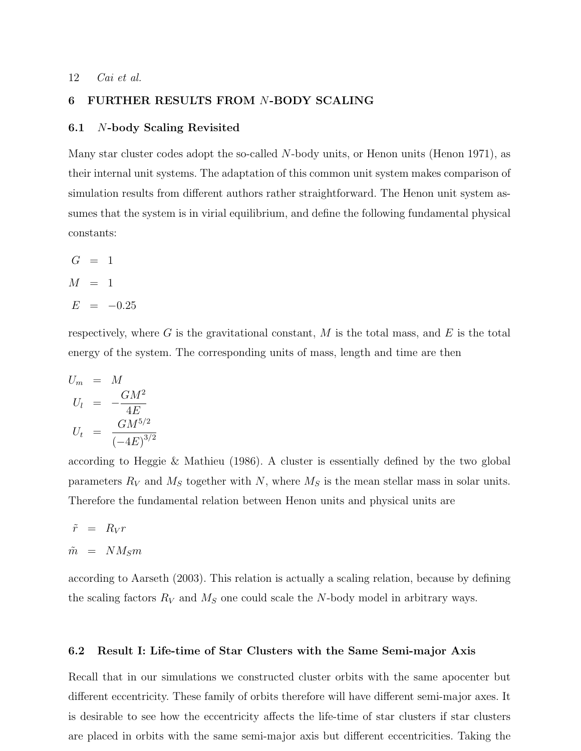## 6 FURTHER RESULTS FROM $N$-BODY SCALING

### 6.1 $N$-body Scaling Revisited

Many star cluster codes adopt the so-called $N$-body units, or Henon units (Henon 1971), as their internal unit systems. The adaptation of this common unit system makes comparison of simulation results from different authors rather straightforward. The Henon unit system assumes that the system is in virial equilibrium, and define the following fundamental physical constants:

$$
\begin{aligned}
G &= 1 \\
M &= 1 \\
E &= -0.25
\end{aligned}
$$

respectively, where $G$ is the gravitational constant, $M$ is the total mass, and $E$ is the total energy of the system. The corresponding units of mass, length and time are then

$$
\begin{aligned}
U_m &= M \\
U_l &= -\frac{GM^2}{4E} \\
U_t &= \frac{GM^{5/2}}{(-4E)^{3/2}}
\end{aligned}
$$

according to Heggie & Mathieu (1986). A cluster is essentially defined by the two global parameters $R_V$ and $M_S$ together with $N$, where $M_S$ is the mean stellar mass in solar units. Therefore the fundamental relation between Henon units and physical units are

$$
\begin{aligned}
\tilde{r} &= R_V r \\
\tilde{m} &= N M_S m
\end{aligned}
$$

according to Aarseth (2003). This relation is actually a scaling relation, because by defining the scaling factors $R_V$ and $M_S$ one could scale the $N$-body model in arbitrary ways.

### 6.2 Result I: Life-time of Star Clusters with the Same Semi-major Axis

Recall that in our simulations we constructed cluster orbits with the same apocenter but different eccentricity. These family of orbits therefore will have different semi-major axes. It is desirable to see how the eccentricity affects the life-time of star clusters if star clusters are placed in orbits with the same semi-major axis but different eccentricities. Taking the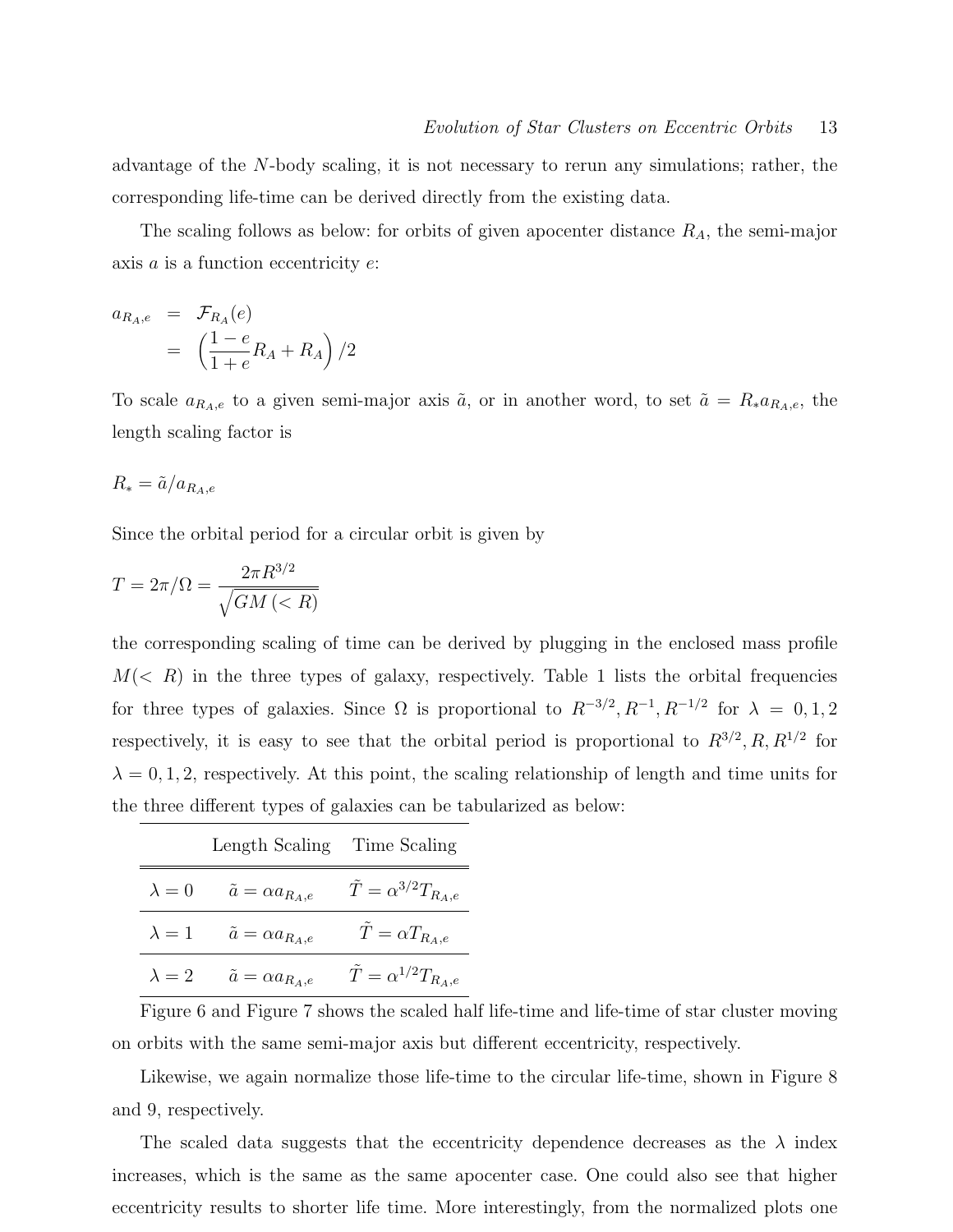advantage of the $N$-body scaling, it is not necessary to rerun any simulations; rather, the corresponding life-time can be derived directly from the existing data.

The scaling follows as below: for orbits of given apocenter distance $R_A$, the semi-major axis $a$ is a function eccentricity $e$:

$$
\begin{aligned}
a_{R_A,e} &= \mathcal{F}_{R_A}(e) \\
&= \left(\frac{1-e}{1+e}R_A + R_A\right)/2
\end{aligned}
$$

To scale $a_{R_A,e}$ to a given semi-major axis $\tilde{a}$, or in another word, to set $\tilde{a} = R_* a_{R_A,e}$, the length scaling factor is

$$
R_* = \tilde{a}/a_{R_A,e}
$$

Since the orbital period for a circular orbit is given by

$$
T = 2\pi/\Omega = \frac{2\pi R^{3/2}}{\sqrt{GM\,(<R)}}
$$

the corresponding scaling of time can be derived by plugging in the enclosed mass profile $M(<R)$ in the three types of galaxy, respectively. Table 1 lists the orbital frequencies for three types of galaxies. Since $\Omega$ is proportional to $R^{-3/2}, R^{-1}, R^{-1/2}$ for $\lambda = 0, 1, 2$ respectively, it is easy to see that the orbital period is proportional to $R^{3/2}, R, R^{1/2}$ for $\lambda = 0, 1, 2$, respectively. At this point, the scaling relationship of length and time units for the three different types of galaxies can be tabularized as below:

| | Length Scaling | Time Scaling |
|---|---|---|
| $\lambda = 0$ | $\tilde{a} = \alpha a_{R_A,e}$ | $\tilde{T} = \alpha^{3/2} T_{R_A,e}$ |
| $\lambda = 1$ | $\tilde{a} = \alpha a_{R_A,e}$ | $\tilde{T} = \alpha T_{R_A,e}$ |
| $\lambda = 2$ | $\tilde{a} = \alpha a_{R_A,e}$ | $\tilde{T} = \alpha^{1/2} T_{R_A,e}$ |

Figure 6 and Figure 7 shows the scaled half life-time and life-time of star cluster moving on orbits with the same semi-major axis but different eccentricity, respectively.

Likewise, we again normalize those life-time to the circular life-time, shown in Figure 8 and 9, respectively.

The scaled data suggests that the eccentricity dependence decreases as the $\lambda$ index increases, which is the same as the same apocenter case. One could also see that higher eccentricity results to shorter life time. More interestingly, from the normalized plots one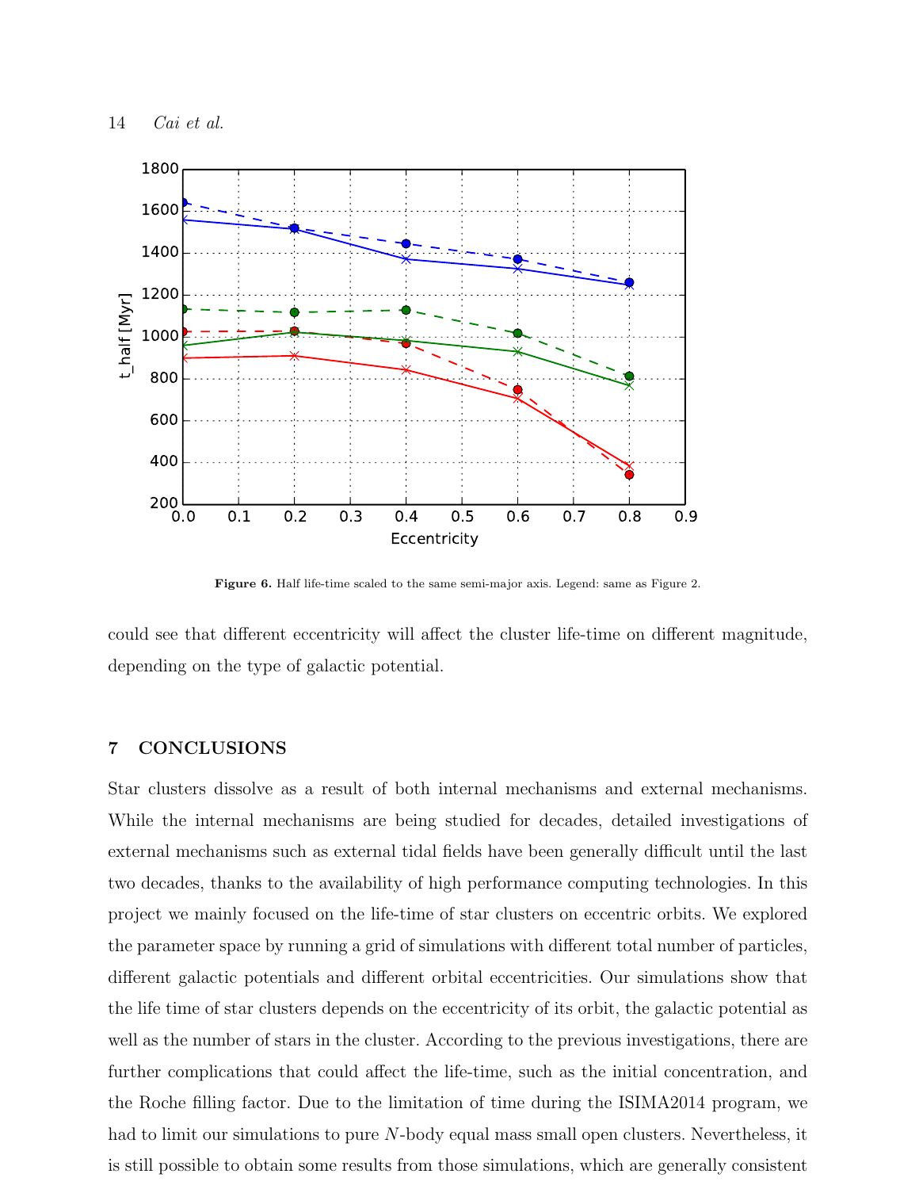**Figure 6.** Half life-time scaled to the same semi-major axis. Legend: same as Figure 2.

could see that different eccentricity will affect the cluster life-time on different magnitude, depending on the type of galactic potential.

## 7 CONCLUSIONS

Star clusters dissolve as a result of both internal mechanisms and external mechanisms. While the internal mechanisms are being studied for decades, detailed investigations of external mechanisms such as external tidal fields have been generally difficult until the last two decades, thanks to the availability of high performance computing technologies. In this project we mainly focused on the life-time of star clusters on eccentric orbits. We explored the parameter space by running a grid of simulations with different total number of particles, different galactic potentials and different orbital eccentricities. Our simulations show that the life time of star clusters depends on the eccentricity of its orbit, the galactic potential as well as the number of stars in the cluster. According to the previous investigations, there are further complications that could affect the life-time, such as the initial concentration, and the Roche filling factor. Due to the limitation of time during the ISIMA2014 program, we had to limit our simulations to pure $N$-body equal mass small open clusters. Nevertheless, it is still possible to obtain some results from those simulations, which are generally consistent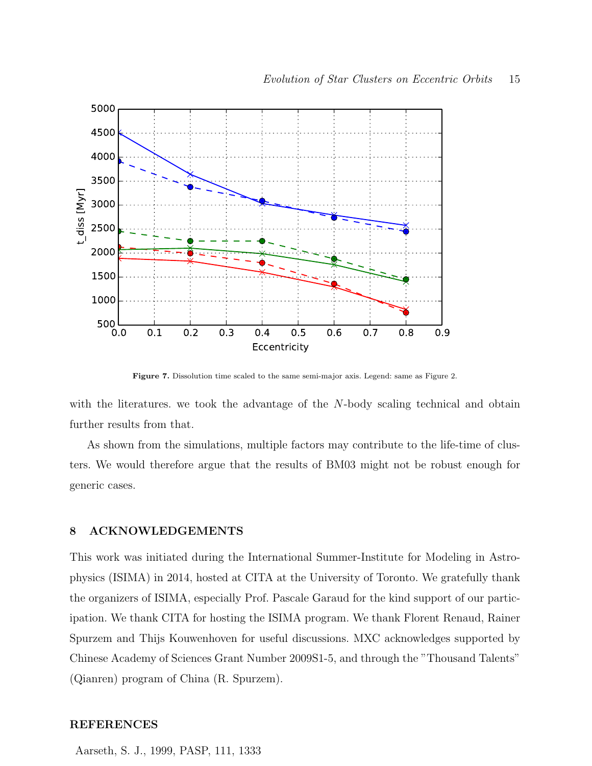Figure 7. Dissolution time scaled to the same semi-major axis. Legend: same as Figure 2.

with the literatures. we took the advantage of the $N$-body scaling technical and obtain further results from that.

As shown from the simulations, multiple factors may contribute to the life-time of clusters. We would therefore argue that the results of BM03 might not be robust enough for generic cases.

## 8 ACKNOWLEDGEMENTS

This work was initiated during the International Summer-Institute for Modeling in Astrophysics (ISIMA) in 2014, hosted at CITA at the University of Toronto. We gratefully thank the organizers of ISIMA, especially Prof. Pascale Garaud for the kind support of our participation. We thank CITA for hosting the ISIMA program. We thank Florent Renaud, Rainer Spurzem and Thijs Kouwenhoven for useful discussions. MXC acknowledges supported by Chinese Academy of Sciences Grant Number 2009S1-5, and through the "Thousand Talents" (Qianren) program of China (R. Spurzem).

## REFERENCES

Aarseth, S. J., 1999, PASP, 111, 1333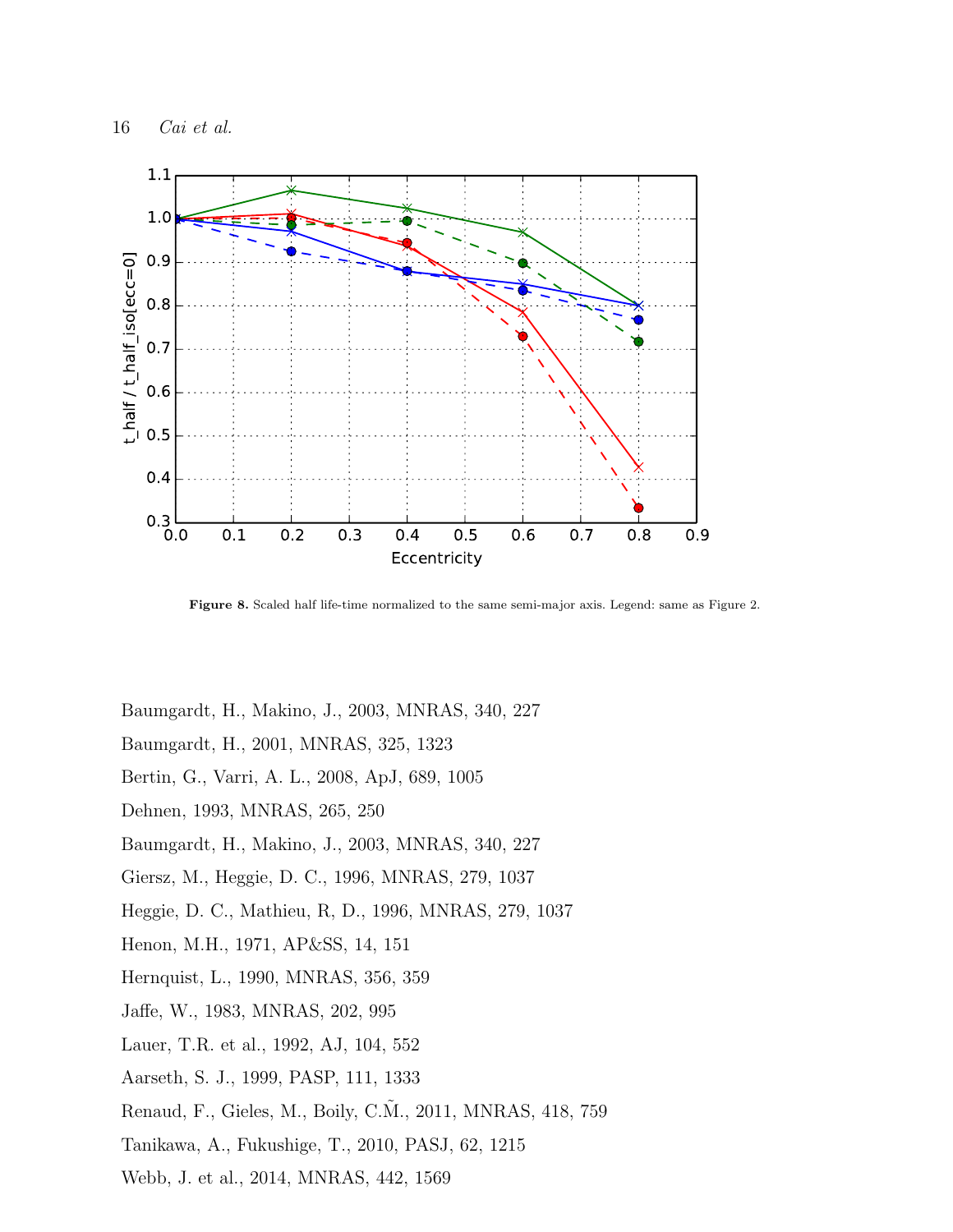Figure 8. Scaled half life-time normalized to the same semi-major axis. Legend: same as Figure 2.

Baumgardt, H., Makino, J., 2003, MNRAS, 340, 227

Baumgardt, H., 2001, MNRAS, 325, 1323

Bertin, G., Varri, A. L., 2008, ApJ, 689, 1005

Dehnen, 1993, MNRAS, 265, 250

Baumgardt, H., Makino, J., 2003, MNRAS, 340, 227

Giersz, M., Heggie, D. C., 1996, MNRAS, 279, 1037

Heggie, D. C., Mathieu, R, D., 1996, MNRAS, 279, 1037

Henon, M.H., 1971, AP&SS, 14, 151

Hernquist, L., 1990, MNRAS, 356, 359

Jaffe, W., 1983, MNRAS, 202, 995

Lauer, T.R. et al., 1992, AJ, 104, 552

Aarseth, S. J., 1999, PASP, 111, 1333

Renaud, F., Gieles, M., Boily, C.M̃., 2011, MNRAS, 418, 759

Tanikawa, A., Fukushige, T., 2010, PASJ, 62, 1215

Webb, J. et al., 2014, MNRAS, 442, 1569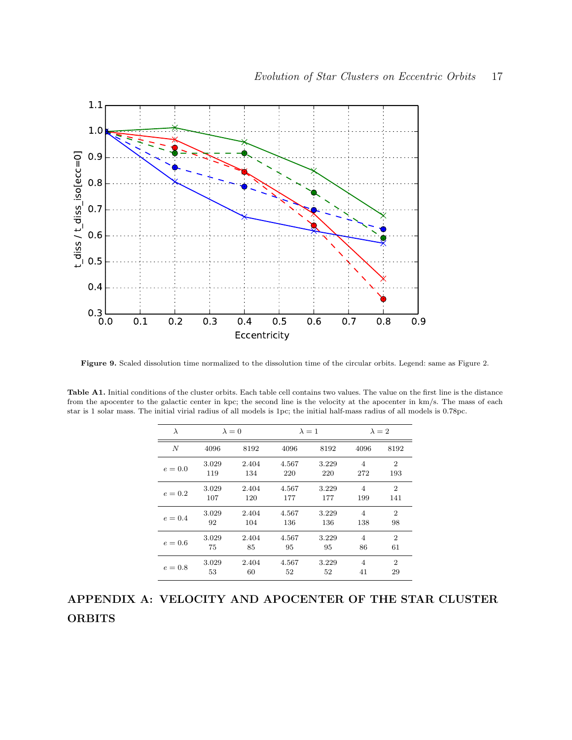**Figure 9.** Scaled dissolution time normalized to the dissolution time of the circular orbits. Legend: same as Figure 2.

**Table A1.** Initial conditions of the cluster orbits. Each table cell contains two values. The value on the first line is the distance from the apocenter to the galactic center in kpc; the second line is the velocity at the apocenter in km/s. The mass of each star is 1 solar mass. The initial virial radius of all models is 1pc; the initial half-mass radius of all models is 0.78pc.

| $\lambda$ | $\lambda = 0$ | | $\lambda = 1$ | | $\lambda = 2$ | |
|---|---|---|---|---|---|---|
| $N$ | 4096 | 8192 | 4096 | 8192 | 4096 | 8192 |
| $e = 0.0$ | 3.029<br>119 | 2.404<br>134 | 4.567<br>220 | 3.229<br>220 | 4<br>272 | 2<br>193 |
| $e = 0.2$ | 3.029<br>107 | 2.404<br>120 | 4.567<br>177 | 3.229<br>177 | 4<br>199 | 2<br>141 |
| $e = 0.4$ | 3.029<br>92 | 2.404<br>104 | 4.567<br>136 | 3.229<br>136 | 4<br>138 | 2<br>98 |
| $e = 0.6$ | 3.029<br>75 | 2.404<br>85 | 4.567<br>95 | 3.229<br>95 | 4<br>86 | 2<br>61 |
| $e = 0.8$ | 3.029<br>53 | 2.404<br>60 | 4.567<br>52 | 3.229<br>52 | 4<br>41 | 2<br>29 |

# APPENDIX A: VELOCITY AND APOCENTER OF THE STAR CLUSTER ORBITS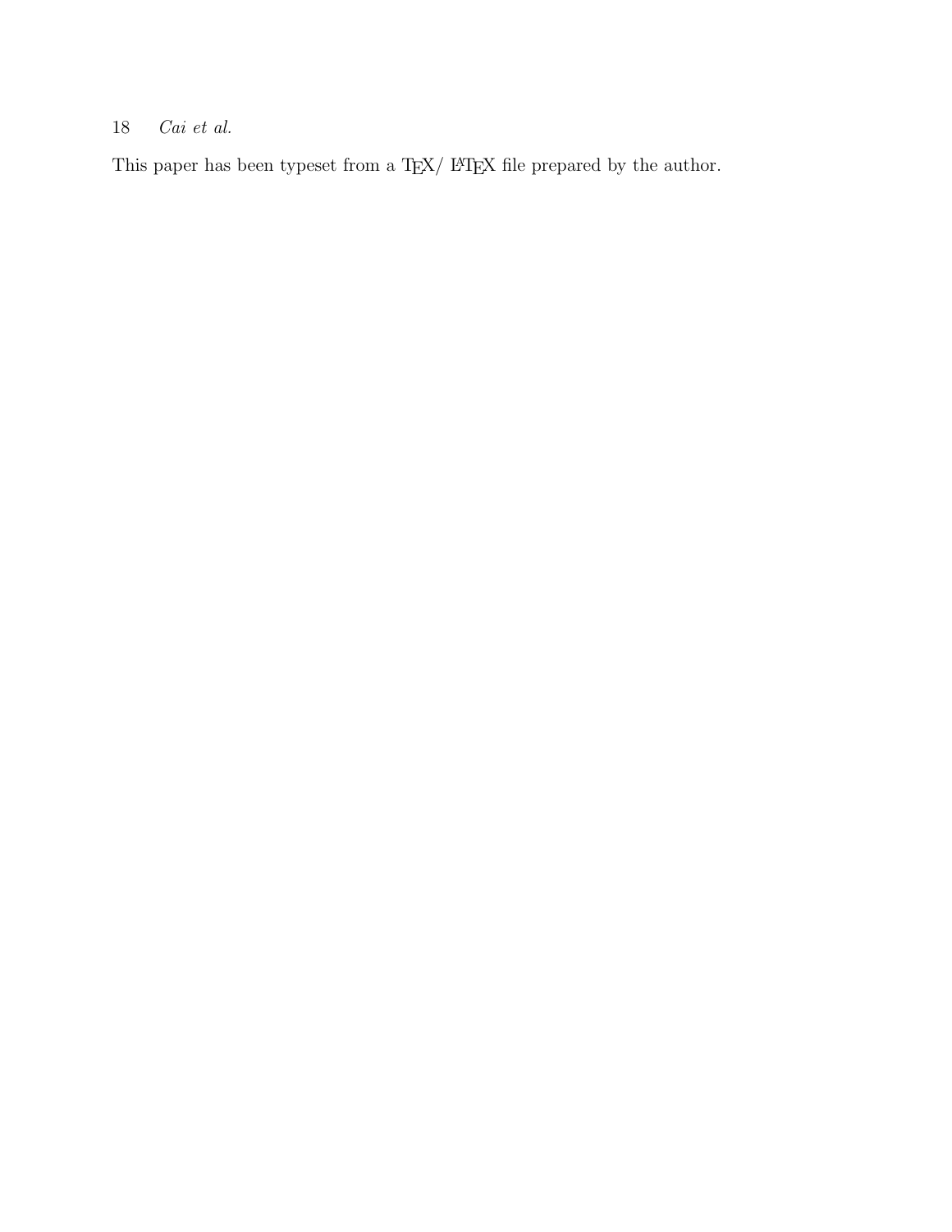This paper has been typeset from a TEX/ LATEX file prepared by the author.